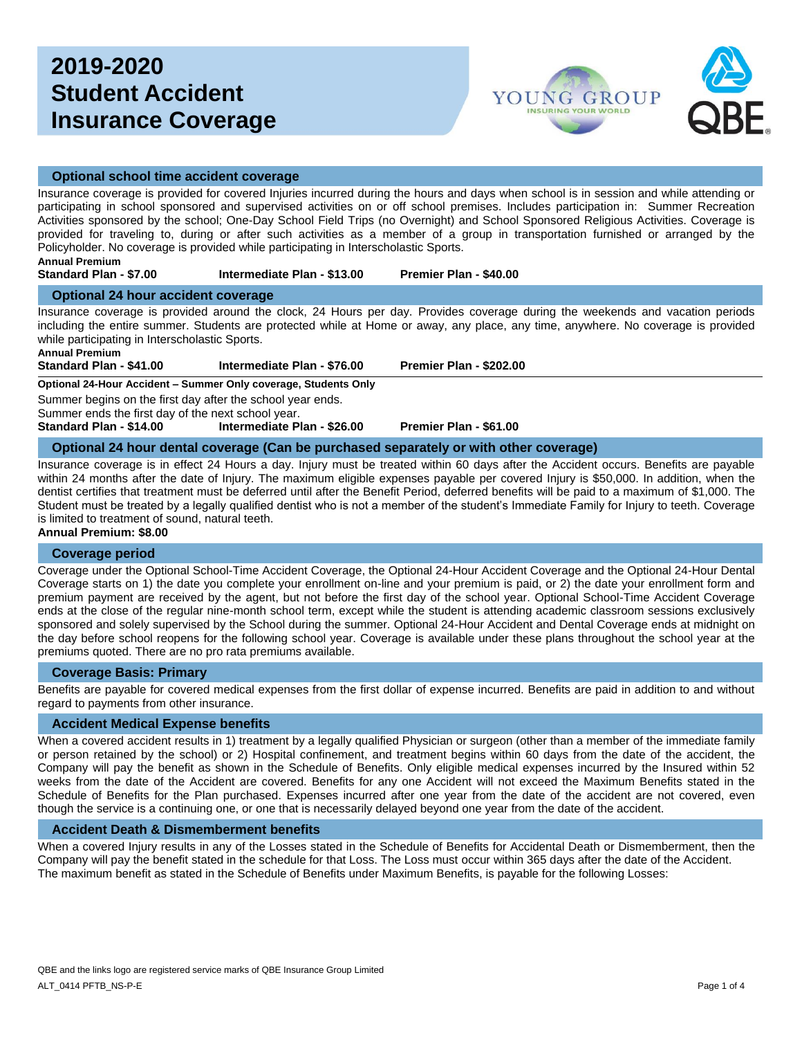# 2019-2020 Student Accident Insurance Coverage

## Optional school time accident coverage

Insurance coverage is provided for covered Injuries incurred during the hours and days when school is in session and while attending or participating in school sponsored and supervised activities on or off school premises. Includes participation in: Summer Recreation Activities sponsored by the school; One-Day School Field Trips (no Overnight) and School Sponsored Religious Activities. Coverage is provided for traveling to, during or after such activities as a member of a group in transportation furnished or arranged by the Policyholder. No coverage is provided while participating in Interscholastic Sports.

**Annual Premium**

**Standard Plan - $7.00** **Intermediate Plan - $13.00** **Premier Plan - $40.00**

## Optional 24 hour accident coverage

Insurance coverage is provided around the clock, 24 Hours per day. Provides coverage during the weekends and vacation periods including the entire summer. Students are protected while at Home or away, any place, any time, anywhere. No coverage is provided while participating in Interscholastic Sports.

**Annual Premium**

**Standard Plan - $41.00** **Intermediate Plan - $76.00** **Premier Plan - $202.00**

**Optional 24-Hour Accident – Summer Only coverage, Students Only**

Summer begins on the first day after the school year ends.
Summer ends the first day of the next school year.

**Standard Plan - $14.00** **Intermediate Plan - $26.00** **Premier Plan - $61.00**

## Optional 24 hour dental coverage (Can be purchased separately or with other coverage)

Insurance coverage is in effect 24 Hours a day. Injury must be treated within 60 days after the Accident occurs. Benefits are payable within 24 months after the date of Injury. The maximum eligible expenses payable per covered Injury is $50,000. In addition, when the dentist certifies that treatment must be deferred until after the Benefit Period, deferred benefits will be paid to a maximum of $1,000. The Student must be treated by a legally qualified dentist who is not a member of the student's Immediate Family for Injury to teeth. Coverage is limited to treatment of sound, natural teeth.

**Annual Premium: $8.00**

## Coverage period

Coverage under the Optional School-Time Accident Coverage, the Optional 24-Hour Accident Coverage and the Optional 24-Hour Dental Coverage starts on 1) the date you complete your enrollment on-line and your premium is paid, or 2) the date your enrollment form and premium payment are received by the agent, but not before the first day of the school year. Optional School-Time Accident Coverage ends at the close of the regular nine-month school term, except while the student is attending academic classroom sessions exclusively sponsored and solely supervised by the School during the summer. Optional 24-Hour Accident and Dental Coverage ends at midnight on the day before school reopens for the following school year. Coverage is available under these plans throughout the school year at the premiums quoted. There are no pro rata premiums available.

## Coverage Basis: Primary

Benefits are payable for covered medical expenses from the first dollar of expense incurred. Benefits are paid in addition to and without regard to payments from other insurance.

## Accident Medical Expense benefits

When a covered accident results in 1) treatment by a legally qualified Physician or surgeon (other than a member of the immediate family or person retained by the school) or 2) Hospital confinement, and treatment begins within 60 days from the date of the accident, the Company will pay the benefit as shown in the Schedule of Benefits. Only eligible medical expenses incurred by the Insured within 52 weeks from the date of the Accident are covered. Benefits for any one Accident will not exceed the Maximum Benefits stated in the Schedule of Benefits for the Plan purchased. Expenses incurred after one year from the date of the accident are not covered, even though the service is a continuing one, or one that is necessarily delayed beyond one year from the date of the accident.

## Accident Death & Dismemberment benefits

When a covered Injury results in any of the Losses stated in the Schedule of Benefits for Accidental Death or Dismemberment, then the Company will pay the benefit stated in the schedule for that Loss. The Loss must occur within 365 days after the date of the Accident.
The maximum benefit as stated in the Schedule of Benefits under Maximum Benefits, is payable for the following Losses:

QBE and the links logo are registered service marks of QBE Insurance Group Limited

ALT_0414 PFTB_NS-P-E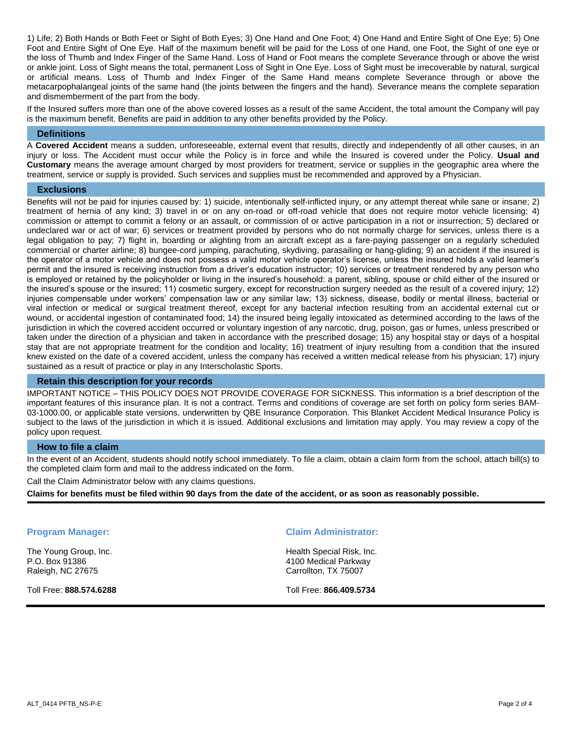1) Life; 2) Both Hands or Both Feet or Sight of Both Eyes; 3) One Hand and One Foot; 4) One Hand and Entire Sight of One Eye; 5) One Foot and Entire Sight of One Eye. Half of the maximum benefit will be paid for the Loss of one Hand, one Foot, the Sight of one eye or the loss of Thumb and Index Finger of the Same Hand. Loss of Hand or Foot means the complete Severance through or above the wrist or ankle joint. Loss of Sight means the total, permanent Loss of Sight in One Eye. Loss of Sight must be irrecoverable by natural, surgical or artificial means. Loss of Thumb and Index Finger of the Same Hand means complete Severance through or above the metacarpophalangeal joints of the same hand (the joints between the fingers and the hand). Severance means the complete separation and dismemberment of the part from the body.

If the Insured suffers more than one of the above covered losses as a result of the same Accident, the total amount the Company will pay is the maximum benefit. Benefits are paid in addition to any other benefits provided by the Policy.

## Definitions

A **Covered Accident** means a sudden, unforeseeable, external event that results, directly and independently of all other causes, in an injury or loss. The Accident must occur while the Policy is in force and while the Insured is covered under the Policy. **Usual and Customary** means the average amount charged by most providers for treatment, service or supplies in the geographic area where the treatment, service or supply is provided. Such services and supplies must be recommended and approved by a Physician.

## Exclusions

Benefits will not be paid for injuries caused by: 1) suicide, intentionally self-inflicted injury, or any attempt thereat while sane or insane; 2) treatment of hernia of any kind; 3) travel in or on any on-road or off-road vehicle that does not require motor vehicle licensing; 4) commission or attempt to commit a felony or an assault, or commission of or active participation in a riot or insurrection; 5) declared or undeclared war or act of war; 6) services or treatment provided by persons who do not normally charge for services, unless there is a legal obligation to pay; 7) flight in, boarding or alighting from an aircraft except as a fare-paying passenger on a regularly scheduled commercial or charter airline; 8) bungee-cord jumping, parachuting, skydiving, parasailing or hang-gliding; 9) an accident if the insured is the operator of a motor vehicle and does not possess a valid motor vehicle operator's license, unless the insured holds a valid learner's permit and the insured is receiving instruction from a driver's education instructor; 10) services or treatment rendered by any person who is employed or retained by the policyholder or living in the insured's household: a parent, sibling, spouse or child either of the insured or the insured's spouse or the insured; 11) cosmetic surgery, except for reconstruction surgery needed as the result of a covered injury; 12) injuries compensable under workers' compensation law or any similar law; 13) sickness, disease, bodily or mental illness, bacterial or viral infection or medical or surgical treatment thereof, except for any bacterial infection resulting from an accidental external cut or wound, or accidental ingestion of contaminated food; 14) the insured being legally intoxicated as determined according to the laws of the jurisdiction in which the covered accident occurred or voluntary ingestion of any narcotic, drug, poison, gas or fumes, unless prescribed or taken under the direction of a physician and taken in accordance with the prescribed dosage; 15) any hospital stay or days of a hospital stay that are not appropriate treatment for the condition and locality; 16) treatment of injury resulting from a condition that the insured knew existed on the date of a covered accident, unless the company has received a written medical release from his physician; 17) injury sustained as a result of practice or play in any Interscholastic Sports.

## Retain this description for your records

IMPORTANT NOTICE – THIS POLICY DOES NOT PROVIDE COVERAGE FOR SICKNESS. This information is a brief description of the important features of this insurance plan. It is not a contract. Terms and conditions of coverage are set forth on policy form series BAM-03-1000.00, or applicable state versions, underwritten by QBE Insurance Corporation. This Blanket Accident Medical Insurance Policy is subject to the laws of the jurisdiction in which it is issued. Additional exclusions and limitation may apply. You may review a copy of the policy upon request.

## How to file a claim

In the event of an Accident, students should notify school immediately. To file a claim, obtain a claim form from the school, attach bill(s) to the completed claim form and mail to the address indicated on the form.

Call the Claim Administrator below with any claims questions.

**Claims for benefits must be filed within 90 days from the date of the accident, or as soon as reasonably possible.**

---

### Program Manager:

The Young Group, Inc.
P.O. Box 91386
Raleigh, NC 27675

Toll Free: **888.574.6288**

### Claim Administrator:

Health Special Risk, Inc.
4100 Medical Parkway
Carrollton, TX 75007

Toll Free: **866.409.5734**

---

ALT_0414 PFTB_NS-P-E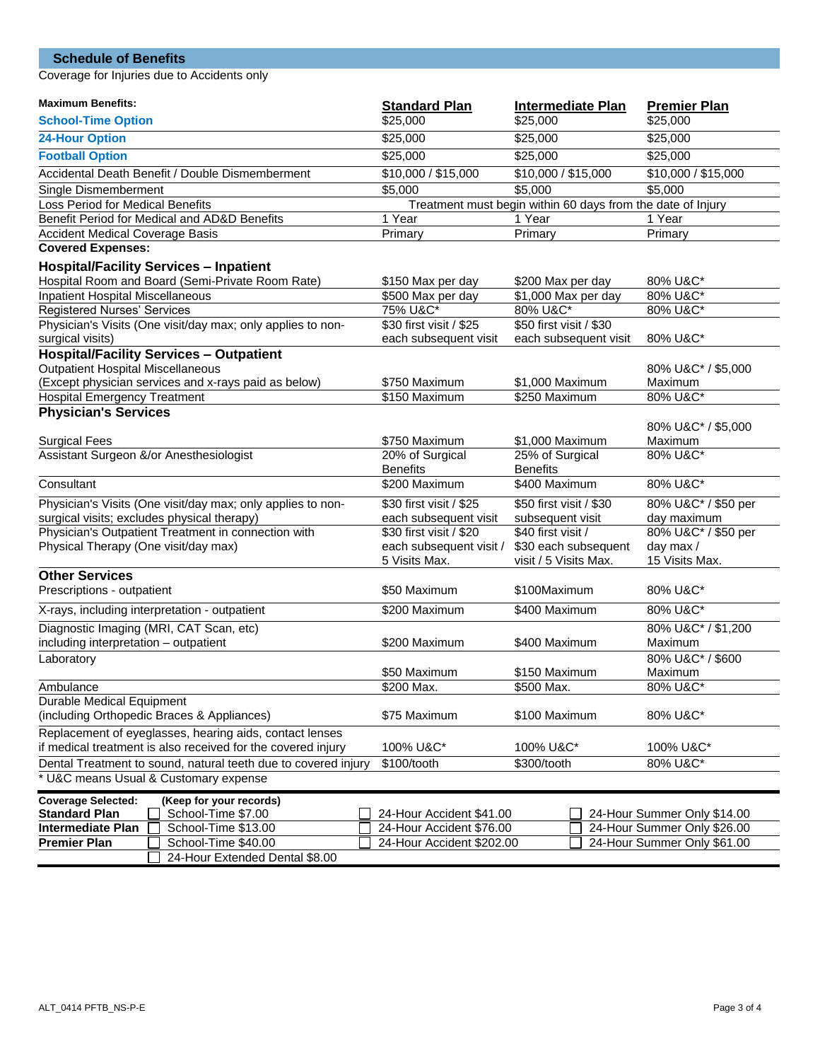## Schedule of Benefits

Coverage for Injuries due to Accidents only

| Maximum Benefits: | Standard Plan | Intermediate Plan | Premier Plan |
|---|---|---|---|
| **School-Time Option** | $25,000 | $25,000 | $25,000 |
| **24-Hour Option** | $25,000 | $25,000 | $25,000 |
| **Football Option** | $25,000 | $25,000 | $25,000 |
| Accidental Death Benefit / Double Dismemberment | $10,000 / $15,000 | $10,000 / $15,000 | $10,000 / $15,000 |
| Single Dismemberment | $5,000 | $5,000 | $5,000 |
| Loss Period for Medical Benefits | Treatment must begin within 60 days from the date of Injury | | |
| Benefit Period for Medical and AD&D Benefits | 1 Year | 1 Year | 1 Year |
| Accident Medical Coverage Basis | Primary | Primary | Primary |
| **Covered Expenses:** | | | |
| **Hospital/Facility Services – Inpatient** | | | |
| Hospital Room and Board (Semi-Private Room Rate) | $150 Max per day | $200 Max per day | 80% U&C* |
| Inpatient Hospital Miscellaneous | $500 Max per day | $1,000 Max per day | 80% U&C* |
| Registered Nurses' Services | 75% U&C* | 80% U&C* | 80% U&C* |
| Physician's Visits (One visit/day max; only applies to non-surgical visits) | $30 first visit / $25 each subsequent visit | $50 first visit / $30 each subsequent visit | 80% U&C* |
| **Hospital/Facility Services – Outpatient** | | | |
| Outpatient Hospital Miscellaneous (Except physician services and x-rays paid as below) | $750 Maximum | $1,000 Maximum | 80% U&C* / $5,000 Maximum |
| Hospital Emergency Treatment | $150 Maximum | $250 Maximum | 80% U&C* |
| **Physician's Services** | | | |
| Surgical Fees | $750 Maximum | $1,000 Maximum | 80% U&C* / $5,000 Maximum |
| Assistant Surgeon &/or Anesthesiologist | 20% of Surgical Benefits | 25% of Surgical Benefits | 80% U&C* |
| Consultant | $200 Maximum | $400 Maximum | 80% U&C* |
| Physician's Visits (One visit/day max; only applies to non-surgical visits; excludes physical therapy) | $30 first visit / $25 each subsequent visit | $50 first visit / $30 subsequent visit | 80% U&C* / $50 per day maximum |
| Physician's Outpatient Treatment in connection with Physical Therapy (One visit/day max) | $30 first visit / $20 each subsequent visit / 5 Visits Max. | $40 first visit / $30 each subsequent visit / 5 Visits Max. | 80% U&C* / $50 per day max / 15 Visits Max. |
| **Other Services** | | | |
| Prescriptions - outpatient | $50 Maximum | $100Maximum | 80% U&C* |
| X-rays, including interpretation - outpatient | $200 Maximum | $400 Maximum | 80% U&C* |
| Diagnostic Imaging (MRI, CAT Scan, etc) including interpretation – outpatient | $200 Maximum | $400 Maximum | 80% U&C* / $1,200 Maximum |
| Laboratory | $50 Maximum | $150 Maximum | 80% U&C* / $600 Maximum |
| Ambulance | $200 Max. | $500 Max. | 80% U&C* |
| Durable Medical Equipment (including Orthopedic Braces & Appliances) | $75 Maximum | $100 Maximum | 80% U&C* |
| Replacement of eyeglasses, hearing aids, contact lenses if medical treatment is also received for the covered injury | 100% U&C* | 100% U&C* | 100% U&C* |
| Dental Treatment to sound, natural teeth due to covered injury | $100/tooth | $300/tooth | 80% U&C* |

* U&C means Usual & Customary expense

| Coverage Selected: | (Keep for your records) | | |
|---|---|---|---|
| **Standard Plan** | ☐ School-Time $7.00 | ☐ 24-Hour Accident $41.00 | ☐ 24-Hour Summer Only $14.00 |
| **Intermediate Plan** | ☐ School-Time $13.00 | ☐ 24-Hour Accident $76.00 | ☐ 24-Hour Summer Only $26.00 |
| **Premier Plan** | ☐ School-Time $40.00 | ☐ 24-Hour Accident $202.00 | ☐ 24-Hour Summer Only $61.00 |
| | ☐ 24-Hour Extended Dental $8.00 | | |

ALT_0414 PFTB_NS-P-E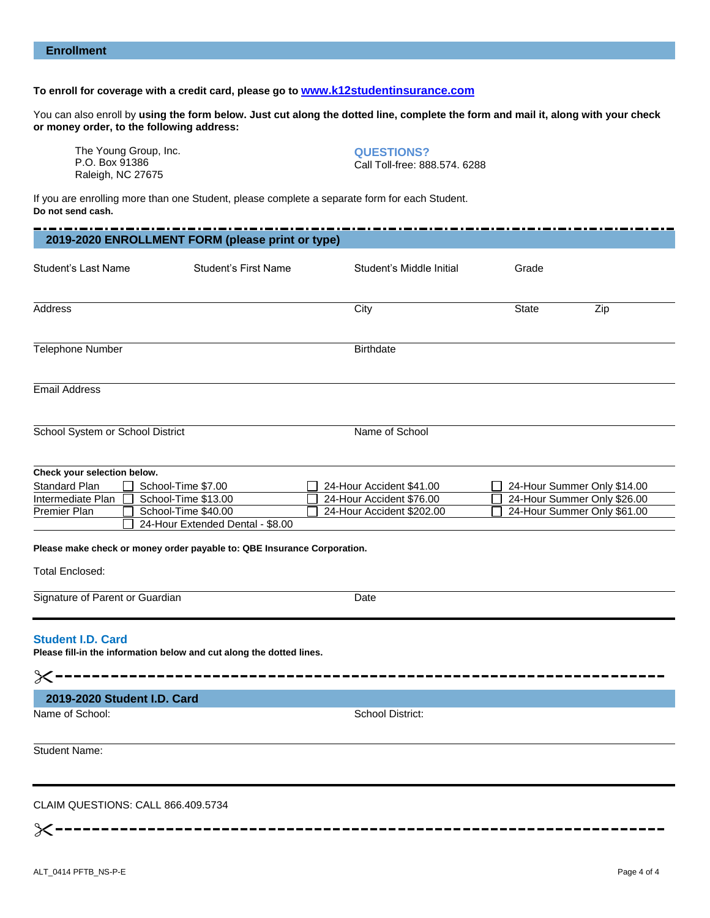## Enrollment

**To enroll for coverage with a credit card, please go to [www.k12studentinsurance.com](http://www.k12studentinsurance.com)**

You can also enroll by **using the form below. Just cut along the dotted line, complete the form and mail it, along with your check or money order, to the following address:**

The Young Group, Inc.
P.O. Box 91386
Raleigh, NC 27675

**QUESTIONS?**
Call Toll-free: 888.574. 6288

If you are enrolling more than one Student, please complete a separate form for each Student.
**Do not send cash.**

## 2019-2020 ENROLLMENT FORM (please print or type)

Student's Last Name | Student's First Name | Student's Middle Initial | Grade

Address | City | State | Zip

Telephone Number | Birthdate

Email Address

School System or School District | Name of School

**Check your selection below.**

| | | | |
|---|---|---|---|
| Standard Plan | ☐ School-Time $7.00 | ☐ 24-Hour Accident $41.00 | ☐ 24-Hour Summer Only $14.00 |
| Intermediate Plan | ☐ School-Time $13.00 | ☐ 24-Hour Accident $76.00 | ☐ 24-Hour Summer Only $26.00 |
| Premier Plan | ☐ School-Time $40.00 | ☐ 24-Hour Accident $202.00 | ☐ 24-Hour Summer Only $61.00 |
| | ☐ 24-Hour Extended Dental - $8.00 | | |

**Please make check or money order payable to: QBE Insurance Corporation.**

Total Enclosed:

Signature of Parent or Guardian | Date

### Student I.D. Card

**Please fill-in the information below and cut along the dotted lines.**

## 2019-2020 Student I.D. Card

Name of School: | School District:

Student Name:

CLAIM QUESTIONS: CALL 866.409.5734

ALT_0414 PFTB_NS-P-E